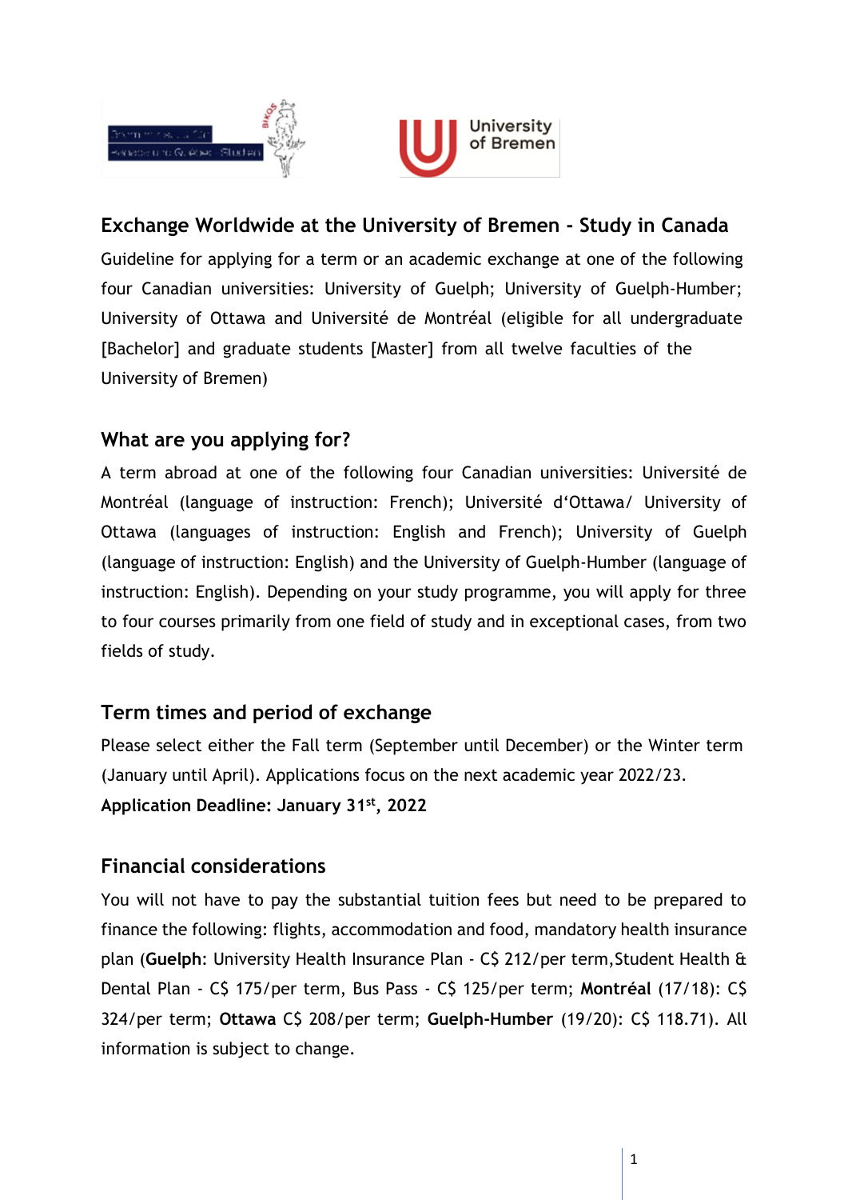## Exchange Worldwide at the University of Bremen - Study in Canada

Guideline for applying for a term or an academic exchange at one of the following four Canadian universities: University of Guelph; University of Guelph-Humber; University of Ottawa and Université de Montréal (eligible for all undergraduate [Bachelor] and graduate students [Master] from all twelve faculties of the University of Bremen)

## What are you applying for?

A term abroad at one of the following four Canadian universities: Université de Montréal (language of instruction: French); Université d'Ottawa/ University of Ottawa (languages of instruction: English and French); University of Guelph (language of instruction: English) and the University of Guelph-Humber (language of instruction: English). Depending on your study programme, you will apply for three to four courses primarily from one field of study and in exceptional cases, from two fields of study.

## Term times and period of exchange

Please select either the Fall term (September until December) or the Winter term (January until April). Applications focus on the next academic year 2022/23.

**Application Deadline: January 31st, 2022**

## Financial considerations

You will not have to pay the substantial tuition fees but need to be prepared to finance the following: flights, accommodation and food, mandatory health insurance plan (**Guelph**: University Health Insurance Plan - C$ 212/per term,Student Health & Dental Plan - C$ 175/per term, Bus Pass - C$ 125/per term; **Montréal** (17/18): C$ 324/per term; **Ottawa** C$ 208/per term; **Guelph-Humber** (19/20): C$ 118.71). All information is subject to change.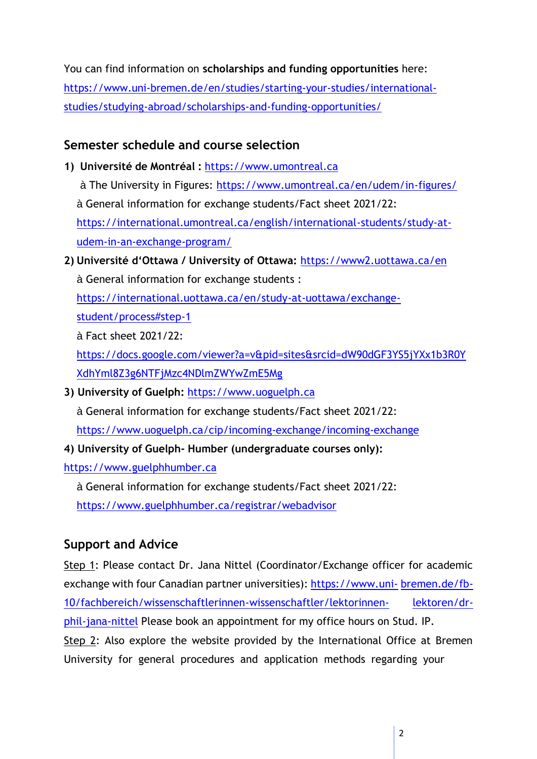You can find information on **scholarships and funding opportunities** here: https://www.uni-bremen.de/en/studies/starting-your-studies/international-studies/studying-abroad/scholarships-and-funding-opportunities/

## Semester schedule and course selection

1) **Université de Montréal :** https://www.umontreal.ca

   à The University in Figures: https://www.umontreal.ca/en/udem/in-figures/

   à General information for exchange students/Fact sheet 2021/22: https://international.umontreal.ca/english/international-students/study-at-udem-in-an-exchange-program/

2) **Université d'Ottawa / University of Ottawa:** https://www2.uottawa.ca/en

   à General information for exchange students : https://international.uottawa.ca/en/study-at-uottawa/exchange-student/process#step-1

   à Fact sheet 2021/22: https://docs.google.com/viewer?a=v&pid=sites&srcid=dW90dGF3YS5jYXx1b3R0YXdhYml8Z3g6NTFjMzc4NDlmZWYwZmE5Mg

3) **University of Guelph:** https://www.uoguelph.ca

   à General information for exchange students/Fact sheet 2021/22: https://www.uoguelph.ca/cip/incoming-exchange/incoming-exchange

4) **University of Guelph- Humber (undergraduate courses only):** https://www.guelphhumber.ca

   à General information for exchange students/Fact sheet 2021/22: https://www.guelphhumber.ca/registrar/webadvisor

## Support and Advice

Step 1: Please contact Dr. Jana Nittel (Coordinator/Exchange officer for academic exchange with four Canadian partner universities): https://www.uni-bremen.de/fb-10/fachbereich/wissenschaftlerinnen-wissenschaftler/lektorinnen-lektoren/dr-phil-jana-nittel Please book an appointment for my office hours on Stud. IP.

Step 2: Also explore the website provided by the International Office at Bremen University for general procedures and application methods regarding your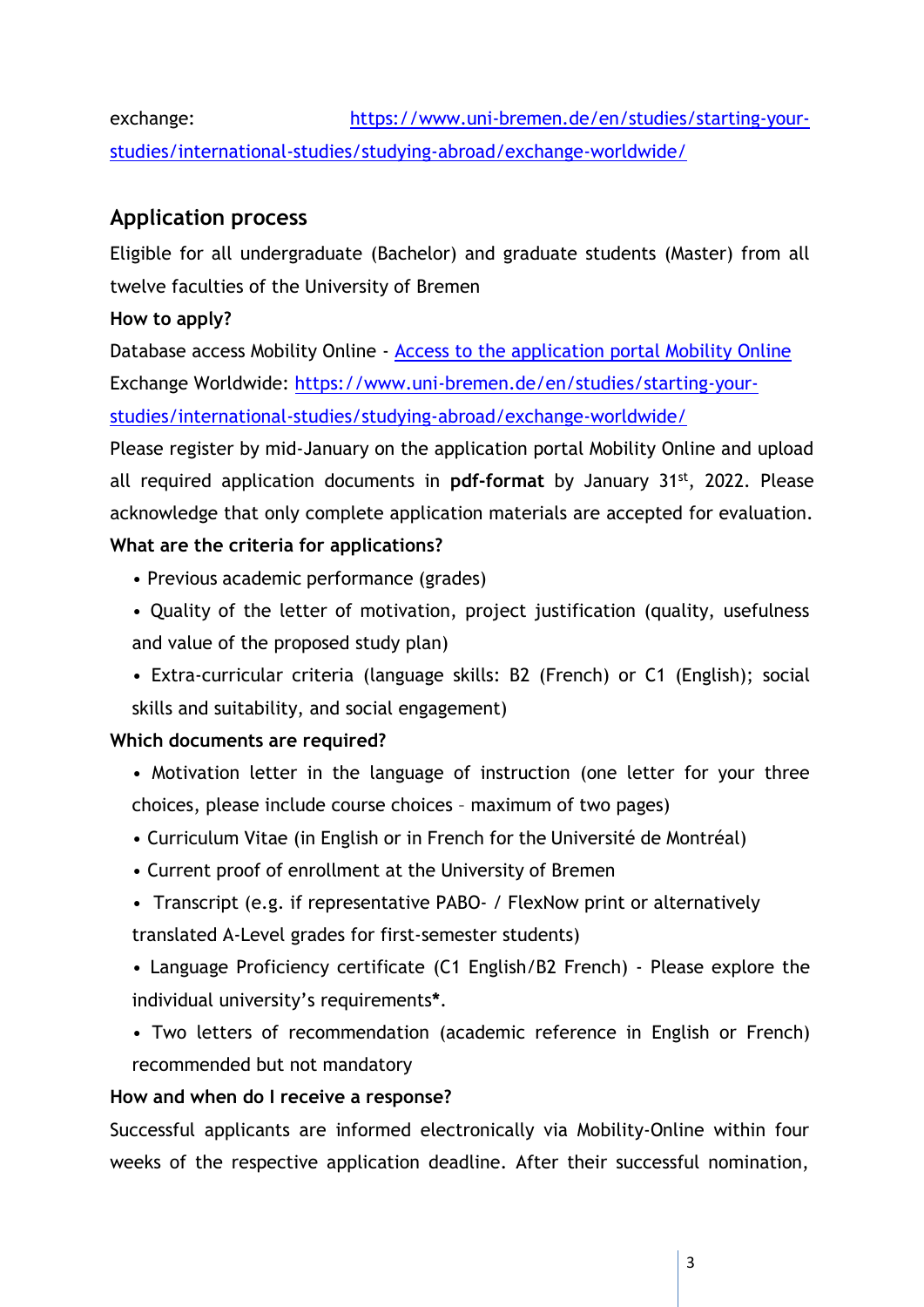exchange: [https://www.uni-bremen.de/en/studies/starting-your-studies/international-studies/studying-abroad/exchange-worldwide/](https://www.uni-bremen.de/en/studies/starting-your-studies/international-studies/studying-abroad/exchange-worldwide/)

## Application process

Eligible for all undergraduate (Bachelor) and graduate students (Master) from all twelve faculties of the University of Bremen

**How to apply?**

Database access Mobility Online - Access to the application portal Mobility Online

Exchange Worldwide: [https://www.uni-bremen.de/en/studies/starting-your-studies/international-studies/studying-abroad/exchange-worldwide/](https://www.uni-bremen.de/en/studies/starting-your-studies/international-studies/studying-abroad/exchange-worldwide/)

Please register by mid-January on the application portal Mobility Online and upload all required application documents in **pdf-format** by January 31st, 2022. Please acknowledge that only complete application materials are accepted for evaluation.

**What are the criteria for applications?**

- Previous academic performance (grades)
- Quality of the letter of motivation, project justification (quality, usefulness and value of the proposed study plan)
- Extra-curricular criteria (language skills: B2 (French) or C1 (English); social skills and suitability, and social engagement)

**Which documents are required?**

- Motivation letter in the language of instruction (one letter for your three choices, please include course choices – maximum of two pages)
- Curriculum Vitae (in English or in French for the Université de Montréal)
- Current proof of enrollment at the University of Bremen
- Transcript (e.g. if representative PABO- / FlexNow print or alternatively translated A-Level grades for first-semester students)
- Language Proficiency certificate (C1 English/B2 French) - Please explore the individual university's requirements**\***.
- Two letters of recommendation (academic reference in English or French) recommended but not mandatory

**How and when do I receive a response?**

Successful applicants are informed electronically via Mobility-Online within four weeks of the respective application deadline. After their successful nomination,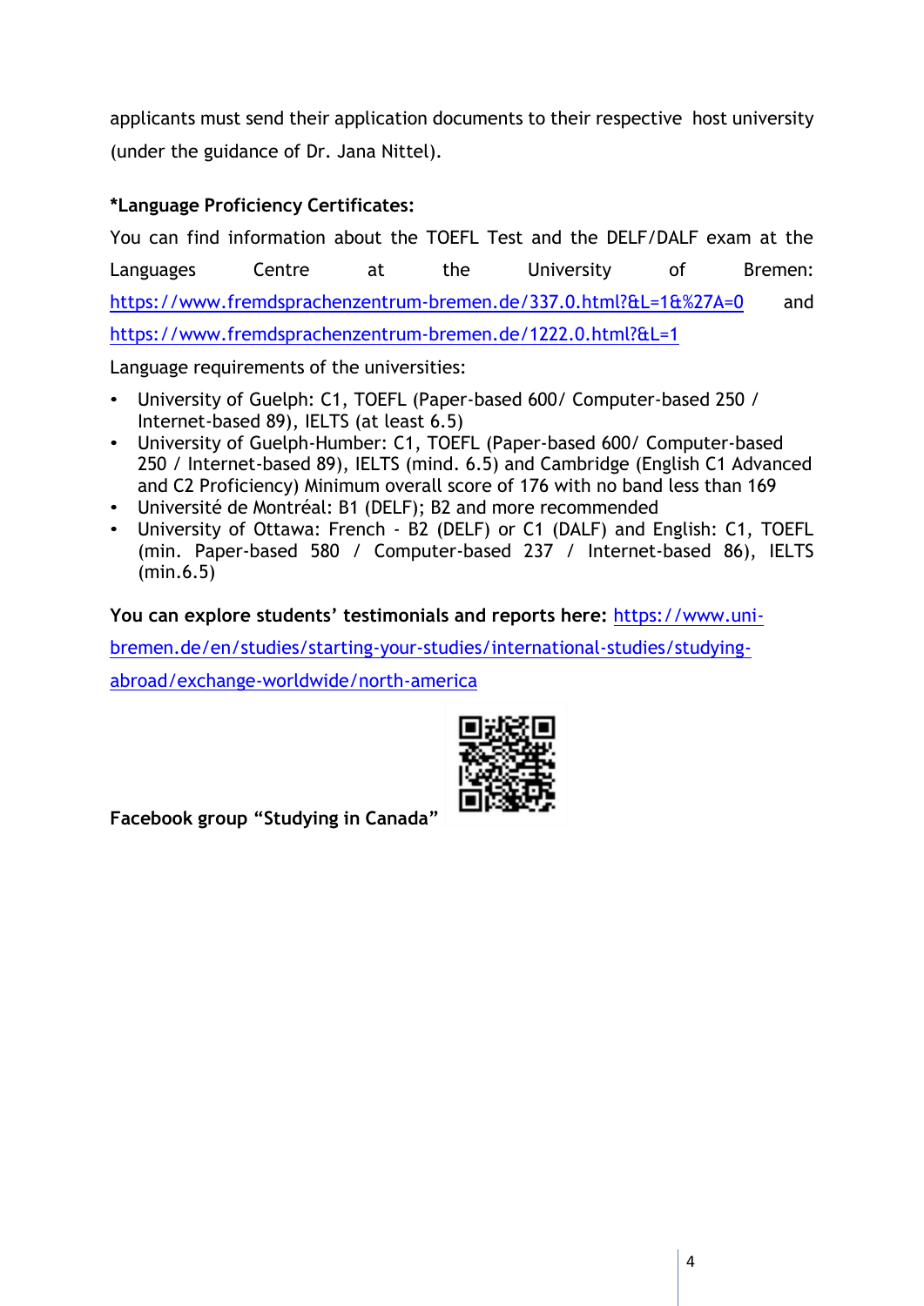applicants must send their application documents to their respective host university (under the guidance of Dr. Jana Nittel).

**\*Language Proficiency Certificates:**

You can find information about the TOEFL Test and the DELF/DALF exam at the Languages Centre at the University of Bremen: https://www.fremdsprachenzentrum-bremen.de/337.0.html?&L=1&%27A=0 and https://www.fremdsprachenzentrum-bremen.de/1222.0.html?&L=1

Language requirements of the universities:

- University of Guelph: C1, TOEFL (Paper-based 600/ Computer-based 250 / Internet-based 89), IELTS (at least 6.5)
- University of Guelph-Humber: C1, TOEFL (Paper-based 600/ Computer-based 250 / Internet-based 89), IELTS (mind. 6.5) and Cambridge (English C1 Advanced and C2 Proficiency) Minimum overall score of 176 with no band less than 169
- Université de Montréal: B1 (DELF); B2 and more recommended
- University of Ottawa: French - B2 (DELF) or C1 (DALF) and English: C1, TOEFL (min. Paper-based 580 / Computer-based 237 / Internet-based 86), IELTS (min.6.5)

**You can explore students' testimonials and reports here:** https://www.uni-bremen.de/en/studies/starting-your-studies/international-studies/studying-abroad/exchange-worldwide/north-america

**Facebook group "Studying in Canada"**